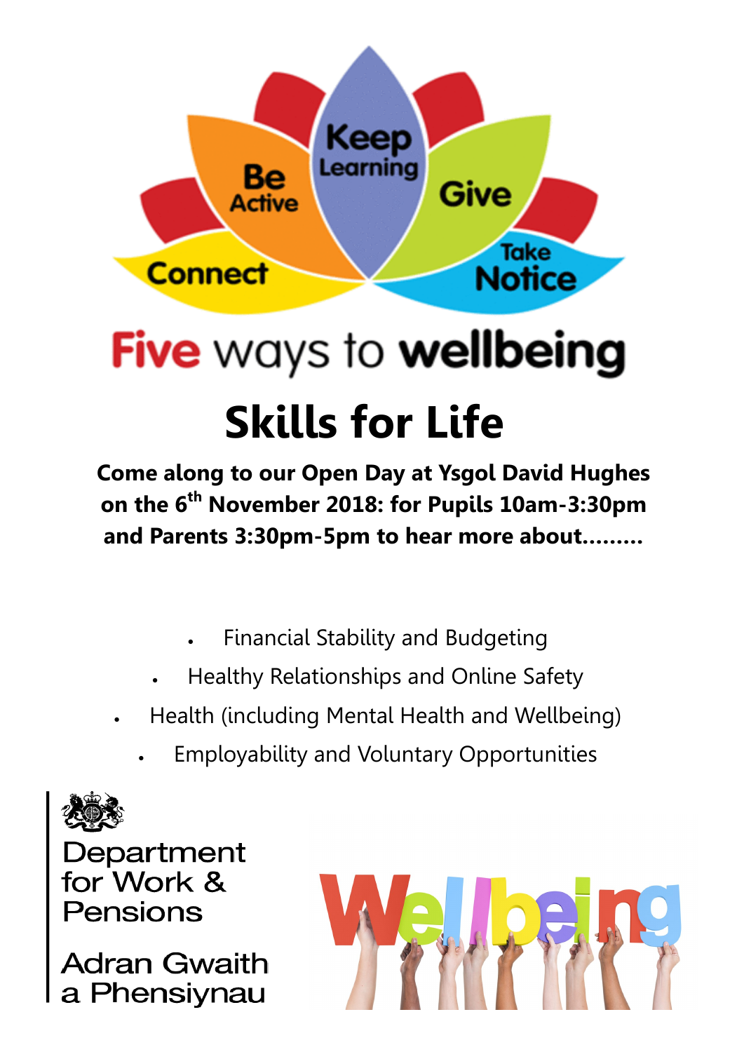Keep Learning

Be Active

Give

Connect

Take Notice

Five ways to wellbeing

# Skills for Life

**Come along to our Open Day at Ysgol David Hughes on the 6th November 2018: for Pupils 10am-3:30pm and Parents 3:30pm-5pm to hear more about………**

- Financial Stability and Budgeting
- Healthy Relationships and Online Safety
- Health (including Mental Health and Wellbeing)
- Employability and Voluntary Opportunities

Department for Work & Pensions

Adran Gwaith a Phensiynau

Wellbeing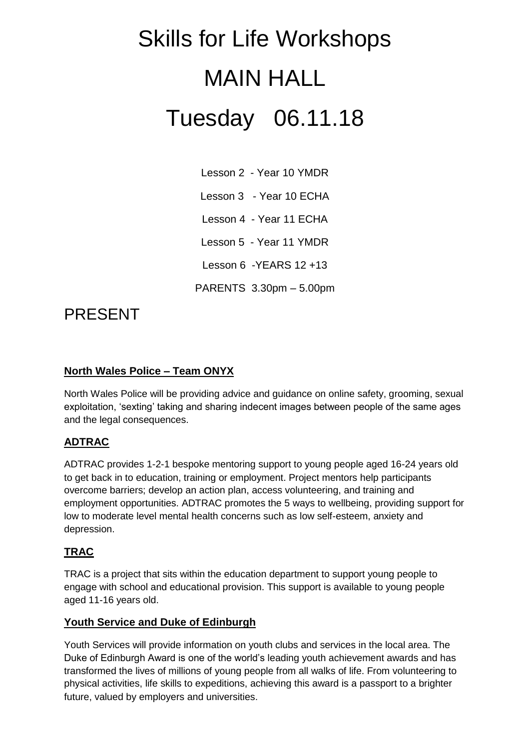# Skills for Life Workshops

# MAIN HALL

# Tuesday 06.11.18

Lesson 2 - Year 10 YMDR

Lesson 3 - Year 10 ECHA

Lesson 4 - Year 11 ECHA

Lesson 5 - Year 11 YMDR

Lesson 6 -YEARS 12 +13

PARENTS 3.30pm – 5.00pm

## PRESENT

### North Wales Police – Team ONYX

North Wales Police will be providing advice and guidance on online safety, grooming, sexual exploitation, 'sexting' taking and sharing indecent images between people of the same ages and the legal consequences.

### ADTRAC

ADTRAC provides 1-2-1 bespoke mentoring support to young people aged 16-24 years old to get back in to education, training or employment. Project mentors help participants overcome barriers; develop an action plan, access volunteering, and training and employment opportunities. ADTRAC promotes the 5 ways to wellbeing, providing support for low to moderate level mental health concerns such as low self-esteem, anxiety and depression.

### TRAC

TRAC is a project that sits within the education department to support young people to engage with school and educational provision. This support is available to young people aged 11-16 years old.

### Youth Service and Duke of Edinburgh

Youth Services will provide information on youth clubs and services in the local area. The Duke of Edinburgh Award is one of the world's leading youth achievement awards and has transformed the lives of millions of young people from all walks of life. From volunteering to physical activities, life skills to expeditions, achieving this award is a passport to a brighter future, valued by employers and universities.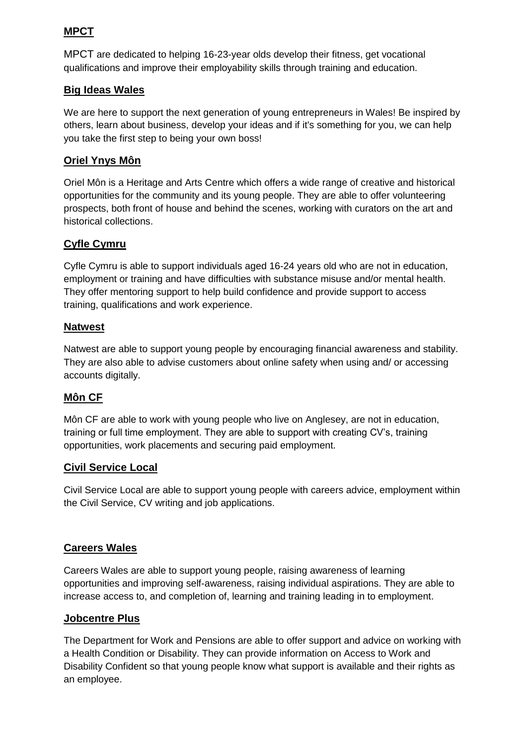**MPCT**

MPCT are dedicated to helping 16-23-year olds develop their fitness, get vocational qualifications and improve their employability skills through training and education.

**Big Ideas Wales**

We are here to support the next generation of young entrepreneurs in Wales! Be inspired by others, learn about business, develop your ideas and if it's something for you, we can help you take the first step to being your own boss!

**Oriel Ynys Môn**

Oriel Môn is a Heritage and Arts Centre which offers a wide range of creative and historical opportunities for the community and its young people. They are able to offer volunteering prospects, both front of house and behind the scenes, working with curators on the art and historical collections.

**Cyfle Cymru**

Cyfle Cymru is able to support individuals aged 16-24 years old who are not in education, employment or training and have difficulties with substance misuse and/or mental health. They offer mentoring support to help build confidence and provide support to access training, qualifications and work experience.

**Natwest**

Natwest are able to support young people by encouraging financial awareness and stability. They are also able to advise customers about online safety when using and/ or accessing accounts digitally.

**Môn CF**

Môn CF are able to work with young people who live on Anglesey, are not in education, training or full time employment. They are able to support with creating CV's, training opportunities, work placements and securing paid employment.

**Civil Service Local**

Civil Service Local are able to support young people with careers advice, employment within the Civil Service, CV writing and job applications.

**Careers Wales**

Careers Wales are able to support young people, raising awareness of learning opportunities and improving self-awareness, raising individual aspirations. They are able to increase access to, and completion of, learning and training leading in to employment.

**Jobcentre Plus**

The Department for Work and Pensions are able to offer support and advice on working with a Health Condition or Disability. They can provide information on Access to Work and Disability Confident so that young people know what support is available and their rights as an employee.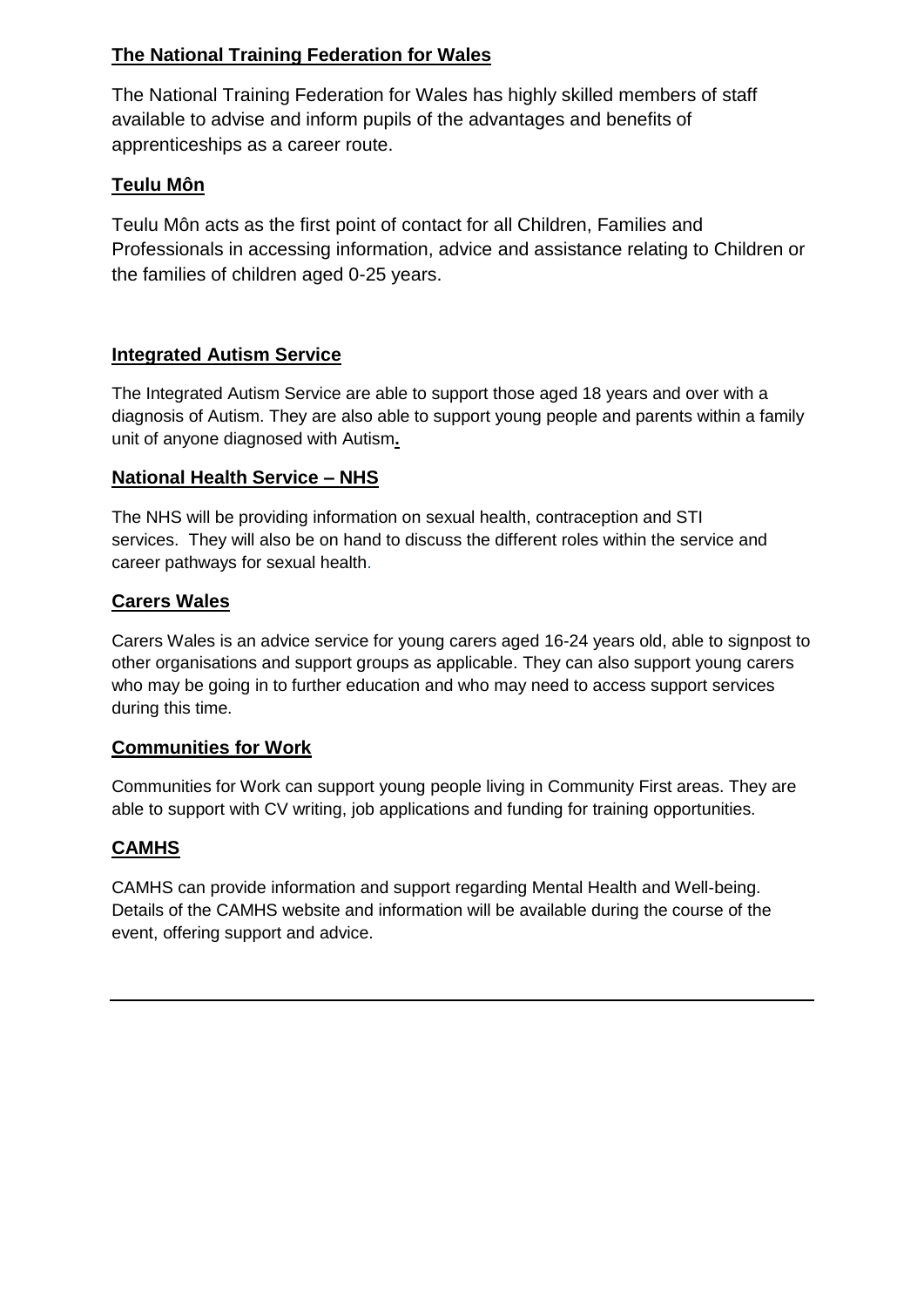**The National Training Federation for Wales**

The National Training Federation for Wales has highly skilled members of staff available to advise and inform pupils of the advantages and benefits of apprenticeships as a career route.

**Teulu Môn**

Teulu Môn acts as the first point of contact for all Children, Families and Professionals in accessing information, advice and assistance relating to Children or the families of children aged 0-25 years.

**Integrated Autism Service**

The Integrated Autism Service are able to support those aged 18 years and over with a diagnosis of Autism. They are also able to support young people and parents within a family unit of anyone diagnosed with Autism.

**National Health Service – NHS**

The NHS will be providing information on sexual health, contraception and STI services. They will also be on hand to discuss the different roles within the service and career pathways for sexual health.

**Carers Wales**

Carers Wales is an advice service for young carers aged 16-24 years old, able to signpost to other organisations and support groups as applicable. They can also support young carers who may be going in to further education and who may need to access support services during this time.

**Communities for Work**

Communities for Work can support young people living in Community First areas. They are able to support with CV writing, job applications and funding for training opportunities.

**CAMHS**

CAMHS can provide information and support regarding Mental Health and Well-being. Details of the CAMHS website and information will be available during the course of the event, offering support and advice.